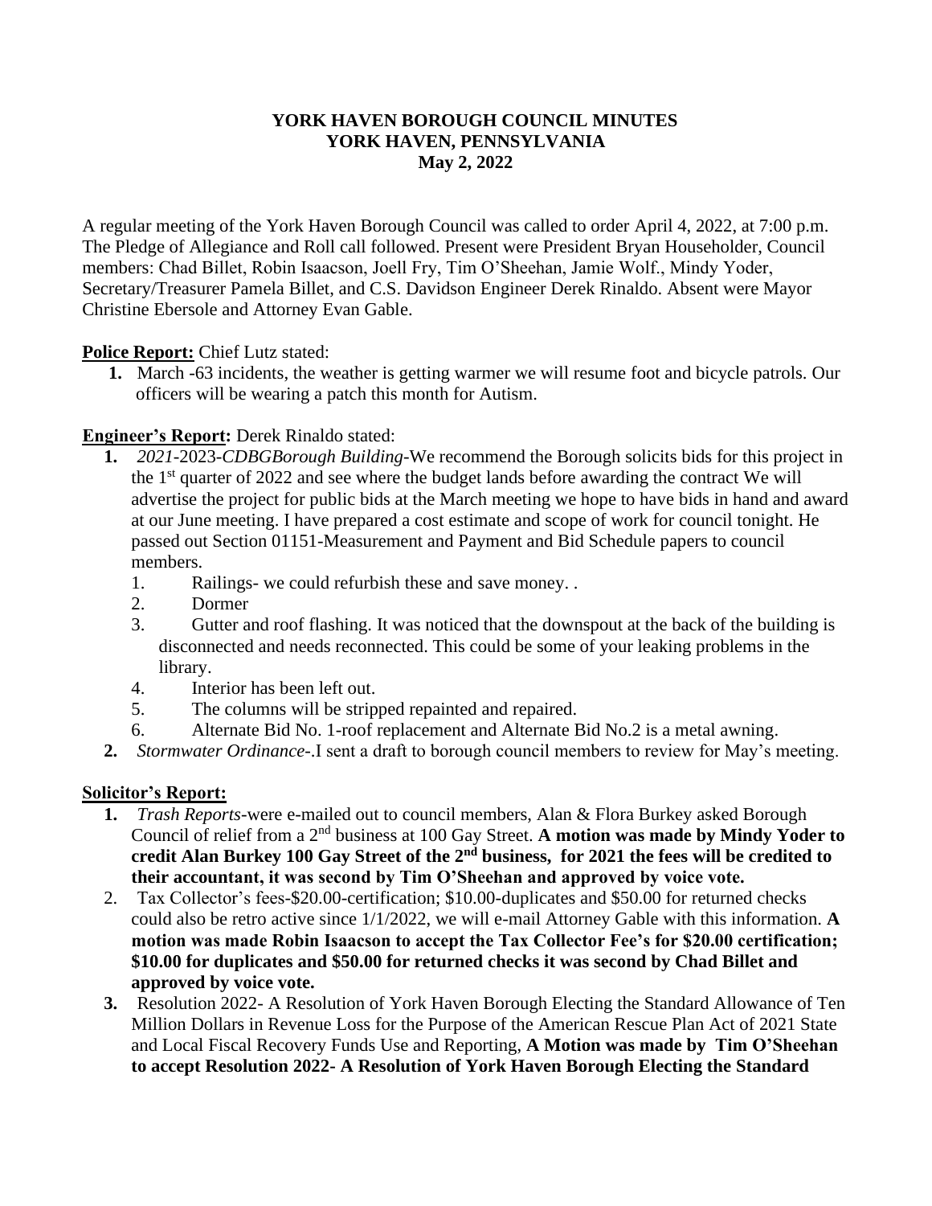**YORK HAVEN BOROUGH COUNCIL MINUTES**
**YORK HAVEN, PENNSYLVANIA**
**May 2, 2022**

A regular meeting of the York Haven Borough Council was called to order April 4, 2022, at 7:00 p.m. The Pledge of Allegiance and Roll call followed. Present were President Bryan Householder, Council members: Chad Billet, Robin Isaacson, Joell Fry, Tim O'Sheehan, Jamie Wolf., Mindy Yoder, Secretary/Treasurer Pamela Billet, and C.S. Davidson Engineer Derek Rinaldo. Absent were Mayor Christine Ebersole and Attorney Evan Gable.

**Police Report:** Chief Lutz stated:

1. March -63 incidents, the weather is getting warmer we will resume foot and bicycle patrols. Our officers will be wearing a patch this month for Autism.

**Engineer's Report:** Derek Rinaldo stated:

1. *2021*-2023-*CDBGBorough Building*-We recommend the Borough solicits bids for this project in the 1st quarter of 2022 and see where the budget lands before awarding the contract We will advertise the project for public bids at the March meeting we hope to have bids in hand and award at our June meeting. I have prepared a cost estimate and scope of work for council tonight. He passed out Section 01151-Measurement and Payment and Bid Schedule papers to council members.
   1. Railings- we could refurbish these and save money. .
   2. Dormer
   3. Gutter and roof flashing. It was noticed that the downspout at the back of the building is disconnected and needs reconnected. This could be some of your leaking problems in the library.
   4. Interior has been left out.
   5. The columns will be stripped repainted and repaired.
   6. Alternate Bid No. 1-roof replacement and Alternate Bid No.2 is a metal awning.
2. *Stormwater Ordinance*-.I sent a draft to borough council members to review for May's meeting.

**Solicitor's Report:**

1. *Trash Reports*-were e-mailed out to council members, Alan & Flora Burkey asked Borough Council of relief from a 2nd business at 100 Gay Street. **A motion was made by Mindy Yoder to credit Alan Burkey 100 Gay Street of the 2nd business, for 2021 the fees will be credited to their accountant, it was second by Tim O'Sheehan and approved by voice vote.**
2. Tax Collector's fees-$20.00-certification; $10.00-duplicates and $50.00 for returned checks could also be retro active since 1/1/2022, we will e-mail Attorney Gable with this information. **A motion was made Robin Isaacson to accept the Tax Collector Fee's for $20.00 certification; $10.00 for duplicates and $50.00 for returned checks it was second by Chad Billet and approved by voice vote.**
3. Resolution 2022- A Resolution of York Haven Borough Electing the Standard Allowance of Ten Million Dollars in Revenue Loss for the Purpose of the American Rescue Plan Act of 2021 State and Local Fiscal Recovery Funds Use and Reporting, **A Motion was made by Tim O'Sheehan to accept Resolution 2022- A Resolution of York Haven Borough Electing the Standard**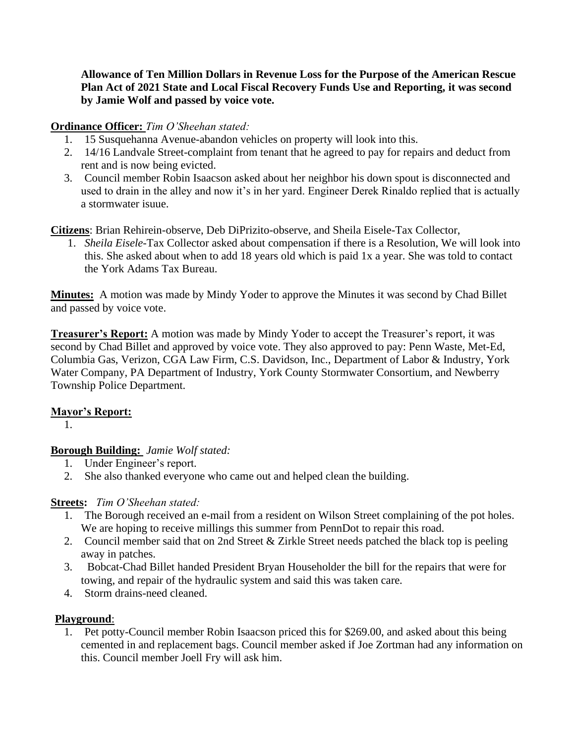**Allowance of Ten Million Dollars in Revenue Loss for the Purpose of the American Rescue Plan Act of 2021 State and Local Fiscal Recovery Funds Use and Reporting, it was second by Jamie Wolf and passed by voice vote.**

**Ordinance Officer:** *Tim O'Sheehan stated:*

1. 15 Susquehanna Avenue-abandon vehicles on property will look into this.
2. 14/16 Landvale Street-complaint from tenant that he agreed to pay for repairs and deduct from rent and is now being evicted.
3. Council member Robin Isaacson asked about her neighbor his down spout is disconnected and used to drain in the alley and now it's in her yard. Engineer Derek Rinaldo replied that is actually a stormwater isuue.

**Citizens**: Brian Rehirein-observe, Deb DiPrizito-observe, and Sheila Eisele-Tax Collector,

1. *Sheila Eisele*-Tax Collector asked about compensation if there is a Resolution, We will look into this. She asked about when to add 18 years old which is paid 1x a year. She was told to contact the York Adams Tax Bureau.

**Minutes:** A motion was made by Mindy Yoder to approve the Minutes it was second by Chad Billet and passed by voice vote.

**Treasurer's Report:** A motion was made by Mindy Yoder to accept the Treasurer's report, it was second by Chad Billet and approved by voice vote. They also approved to pay: Penn Waste, Met-Ed, Columbia Gas, Verizon, CGA Law Firm, C.S. Davidson, Inc., Department of Labor & Industry, York Water Company, PA Department of Industry, York County Stormwater Consortium, and Newberry Township Police Department.

**Mayor's Report:**

1.

**Borough Building:** *Jamie Wolf stated:*

1. Under Engineer's report.
2. She also thanked everyone who came out and helped clean the building.

**Streets:** *Tim O'Sheehan stated:*

1. The Borough received an e-mail from a resident on Wilson Street complaining of the pot holes. We are hoping to receive millings this summer from PennDot to repair this road.
2. Council member said that on 2nd Street & Zirkle Street needs patched the black top is peeling away in patches.
3. Bobcat-Chad Billet handed President Bryan Householder the bill for the repairs that were for towing, and repair of the hydraulic system and said this was taken care.
4. Storm drains-need cleaned.

**Playground**:

1. Pet potty-Council member Robin Isaacson priced this for $269.00, and asked about this being cemented in and replacement bags. Council member asked if Joe Zortman had any information on this. Council member Joell Fry will ask him.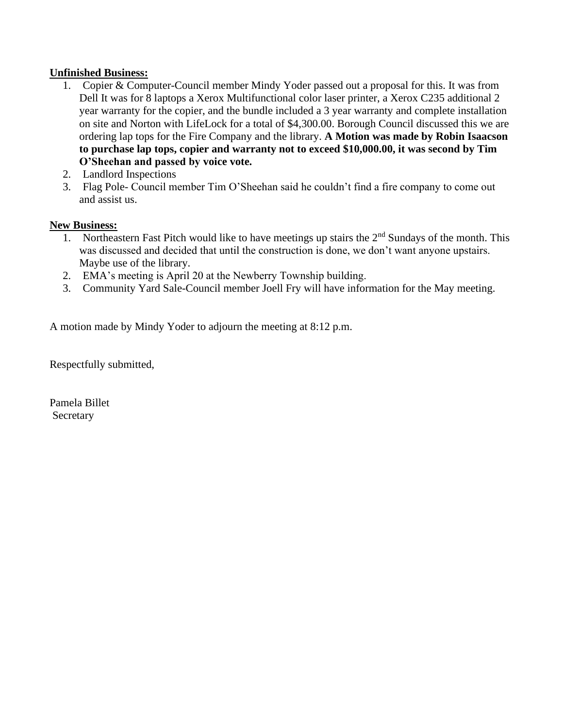**Unfinished Business:**

1. Copier & Computer-Council member Mindy Yoder passed out a proposal for this. It was from Dell It was for 8 laptops a Xerox Multifunctional color laser printer, a Xerox C235 additional 2 year warranty for the copier, and the bundle included a 3 year warranty and complete installation on site and Norton with LifeLock for a total of $4,300.00. Borough Council discussed this we are ordering lap tops for the Fire Company and the library. **A Motion was made by Robin Isaacson to purchase lap tops, copier and warranty not to exceed $10,000.00, it was second by Tim O'Sheehan and passed by voice vote.**
2. Landlord Inspections
3. Flag Pole- Council member Tim O'Sheehan said he couldn't find a fire company to come out and assist us.

**New Business:**

1. Northeastern Fast Pitch would like to have meetings up stairs the 2nd Sundays of the month. This was discussed and decided that until the construction is done, we don't want anyone upstairs. Maybe use of the library.
2. EMA's meeting is April 20 at the Newberry Township building.
3. Community Yard Sale-Council member Joell Fry will have information for the May meeting.

A motion made by Mindy Yoder to adjourn the meeting at 8:12 p.m.

Respectfully submitted,

Pamela Billet
Secretary